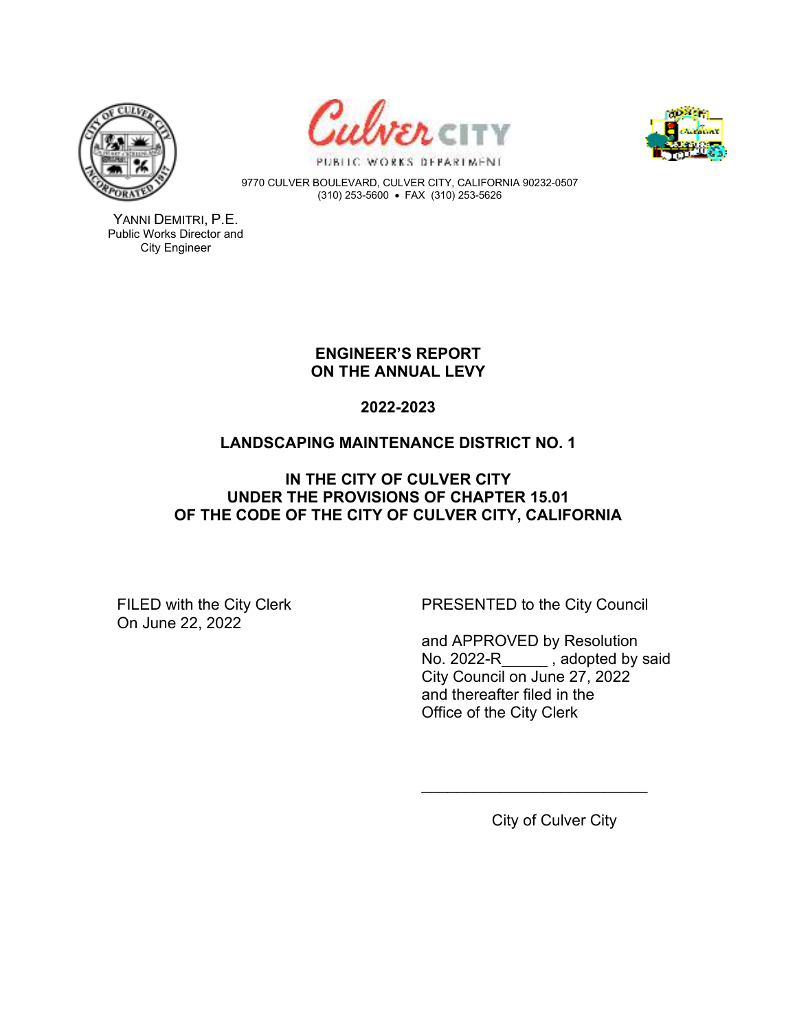Culver CITY

PUBLIC WORKS DEPARTMENT

9770 CULVER BOULEVARD, CULVER CITY, CALIFORNIA 90232-0507
(310) 253-5600 • FAX (310) 253-5626

YANNI DEMITRI, P.E.
Public Works Director and
City Engineer

# ENGINEER'S REPORT ON THE ANNUAL LEVY

## 2022-2023

## LANDSCAPING MAINTENANCE DISTRICT NO. 1

## IN THE CITY OF CULVER CITY UNDER THE PROVISIONS OF CHAPTER 15.01 OF THE CODE OF THE CITY OF CULVER CITY, CALIFORNIA

FILED with the City Clerk
On June 22, 2022

PRESENTED to the City Council

and APPROVED by Resolution No. 2022-R______ , adopted by said City Council on June 27, 2022 and thereafter filed in the Office of the City Clerk

___________________________

City of Culver City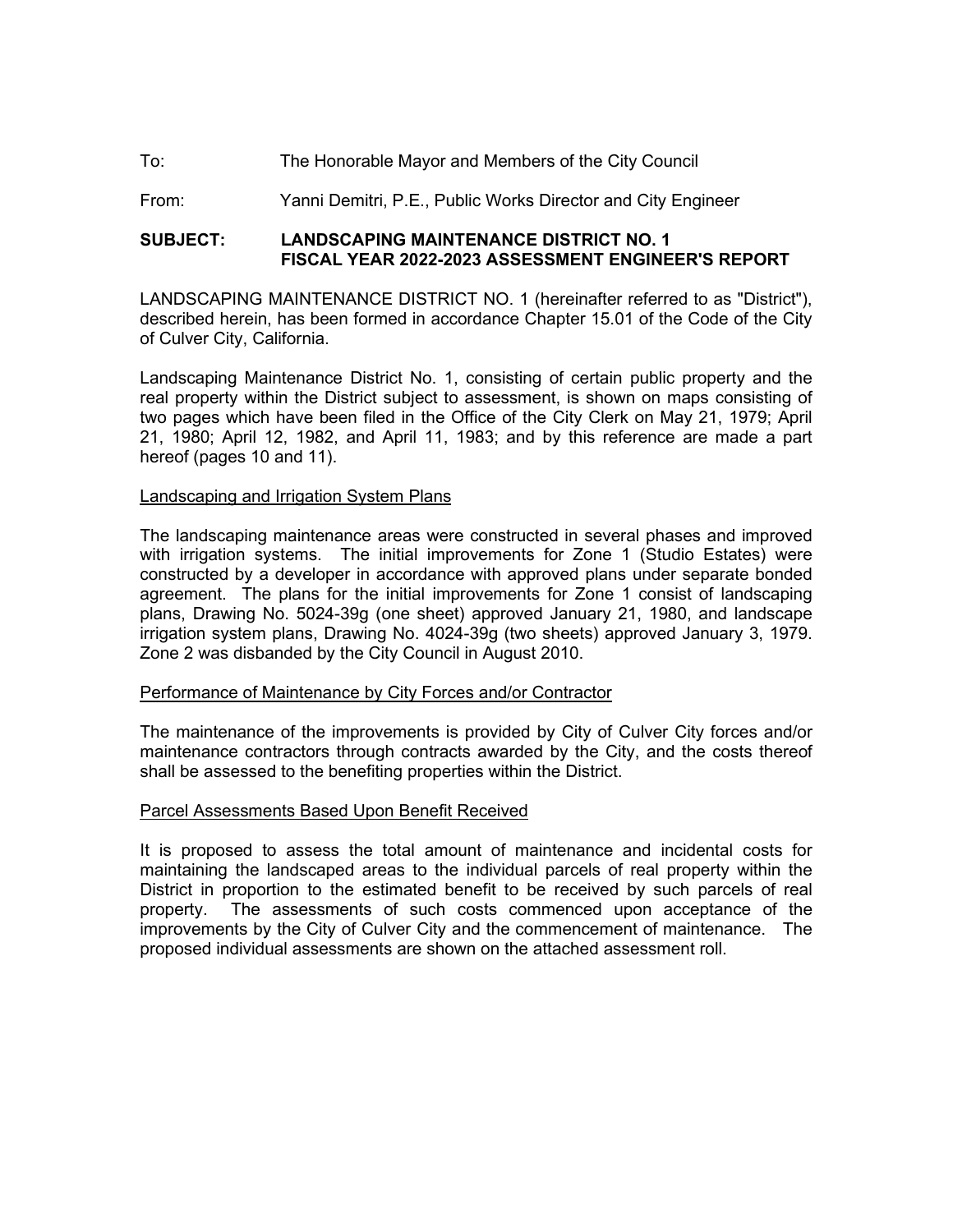To: The Honorable Mayor and Members of the City Council

From: Yanni Demitri, P.E., Public Works Director and City Engineer

**SUBJECT: LANDSCAPING MAINTENANCE DISTRICT NO. 1 FISCAL YEAR 2022-2023 ASSESSMENT ENGINEER'S REPORT**

LANDSCAPING MAINTENANCE DISTRICT NO. 1 (hereinafter referred to as "District"), described herein, has been formed in accordance Chapter 15.01 of the Code of the City of Culver City, California.

Landscaping Maintenance District No. 1, consisting of certain public property and the real property within the District subject to assessment, is shown on maps consisting of two pages which have been filed in the Office of the City Clerk on May 21, 1979; April 21, 1980; April 12, 1982, and April 11, 1983; and by this reference are made a part hereof (pages 10 and 11).

Landscaping and Irrigation System Plans

The landscaping maintenance areas were constructed in several phases and improved with irrigation systems. The initial improvements for Zone 1 (Studio Estates) were constructed by a developer in accordance with approved plans under separate bonded agreement. The plans for the initial improvements for Zone 1 consist of landscaping plans, Drawing No. 5024-39g (one sheet) approved January 21, 1980, and landscape irrigation system plans, Drawing No. 4024-39g (two sheets) approved January 3, 1979. Zone 2 was disbanded by the City Council in August 2010.

Performance of Maintenance by City Forces and/or Contractor

The maintenance of the improvements is provided by City of Culver City forces and/or maintenance contractors through contracts awarded by the City, and the costs thereof shall be assessed to the benefiting properties within the District.

Parcel Assessments Based Upon Benefit Received

It is proposed to assess the total amount of maintenance and incidental costs for maintaining the landscaped areas to the individual parcels of real property within the District in proportion to the estimated benefit to be received by such parcels of real property. The assessments of such costs commenced upon acceptance of the improvements by the City of Culver City and the commencement of maintenance. The proposed individual assessments are shown on the attached assessment roll.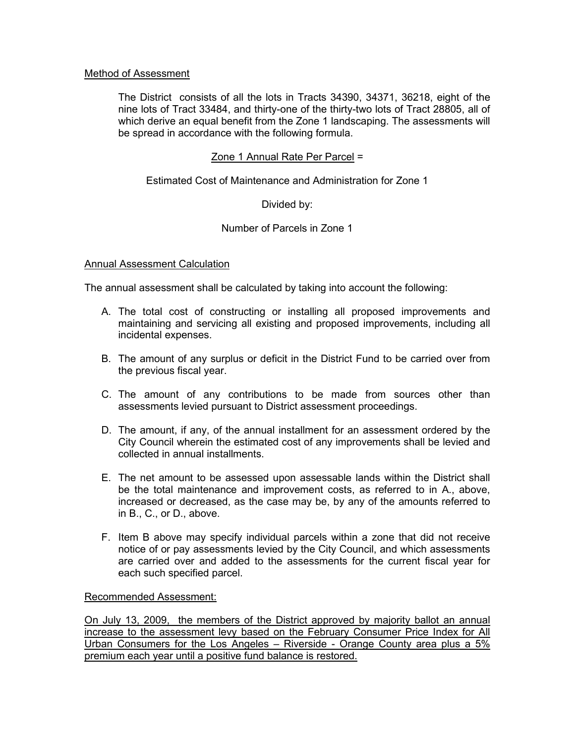Method of Assessment

The District consists of all the lots in Tracts 34390, 34371, 36218, eight of the nine lots of Tract 33484, and thirty-one of the thirty-two lots of Tract 28805, all of which derive an equal benefit from the Zone 1 landscaping. The assessments will be spread in accordance with the following formula.

Zone 1 Annual Rate Per Parcel =

Estimated Cost of Maintenance and Administration for Zone 1

Divided by:

Number of Parcels in Zone 1

Annual Assessment Calculation

The annual assessment shall be calculated by taking into account the following:

A. The total cost of constructing or installing all proposed improvements and maintaining and servicing all existing and proposed improvements, including all incidental expenses.

B. The amount of any surplus or deficit in the District Fund to be carried over from the previous fiscal year.

C. The amount of any contributions to be made from sources other than assessments levied pursuant to District assessment proceedings.

D. The amount, if any, of the annual installment for an assessment ordered by the City Council wherein the estimated cost of any improvements shall be levied and collected in annual installments.

E. The net amount to be assessed upon assessable lands within the District shall be the total maintenance and improvement costs, as referred to in A., above, increased or decreased, as the case may be, by any of the amounts referred to in B., C., or D., above.

F. Item B above may specify individual parcels within a zone that did not receive notice of or pay assessments levied by the City Council, and which assessments are carried over and added to the assessments for the current fiscal year for each such specified parcel.

Recommended Assessment:

On July 13, 2009, the members of the District approved by majority ballot an annual increase to the assessment levy based on the February Consumer Price Index for All Urban Consumers for the Los Angeles – Riverside - Orange County area plus a 5% premium each year until a positive fund balance is restored.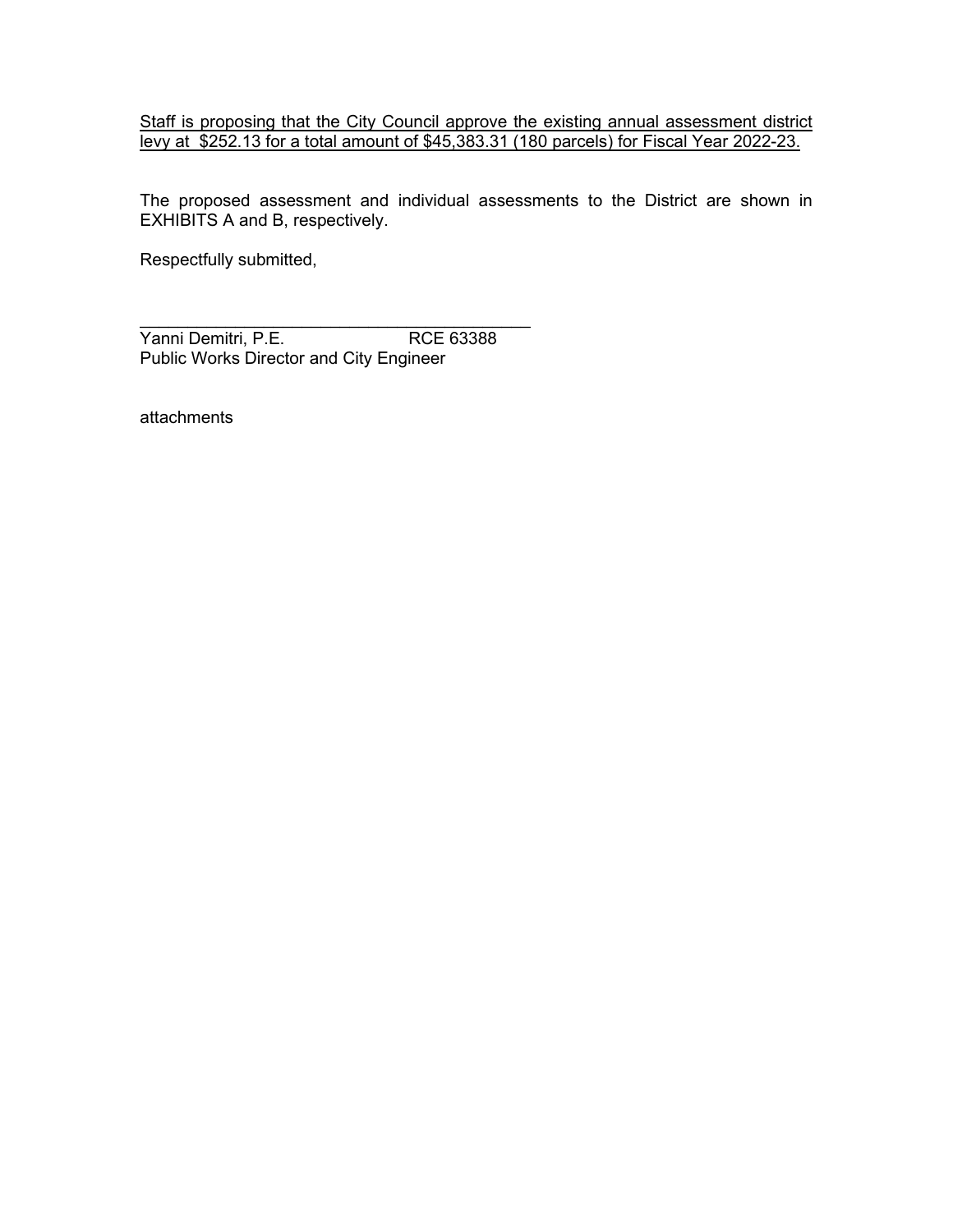<u>Staff is proposing that the City Council approve the existing annual assessment district levy at $252.13 for a total amount of $45,383.31 (180 parcels) for Fiscal Year 2022-23.</u>

The proposed assessment and individual assessments to the District are shown in EXHIBITS A and B, respectively.

Respectfully submitted,

\_\_\_\_\_\_\_\_\_\_\_\_\_\_\_\_\_\_\_\_\_\_\_\_\_\_\_\_\_\_\_\_\_\_\_\_\_\_\_\_\_\_\_\_\_\_

Yanni Demitri, P.E. RCE 63388
Public Works Director and City Engineer

attachments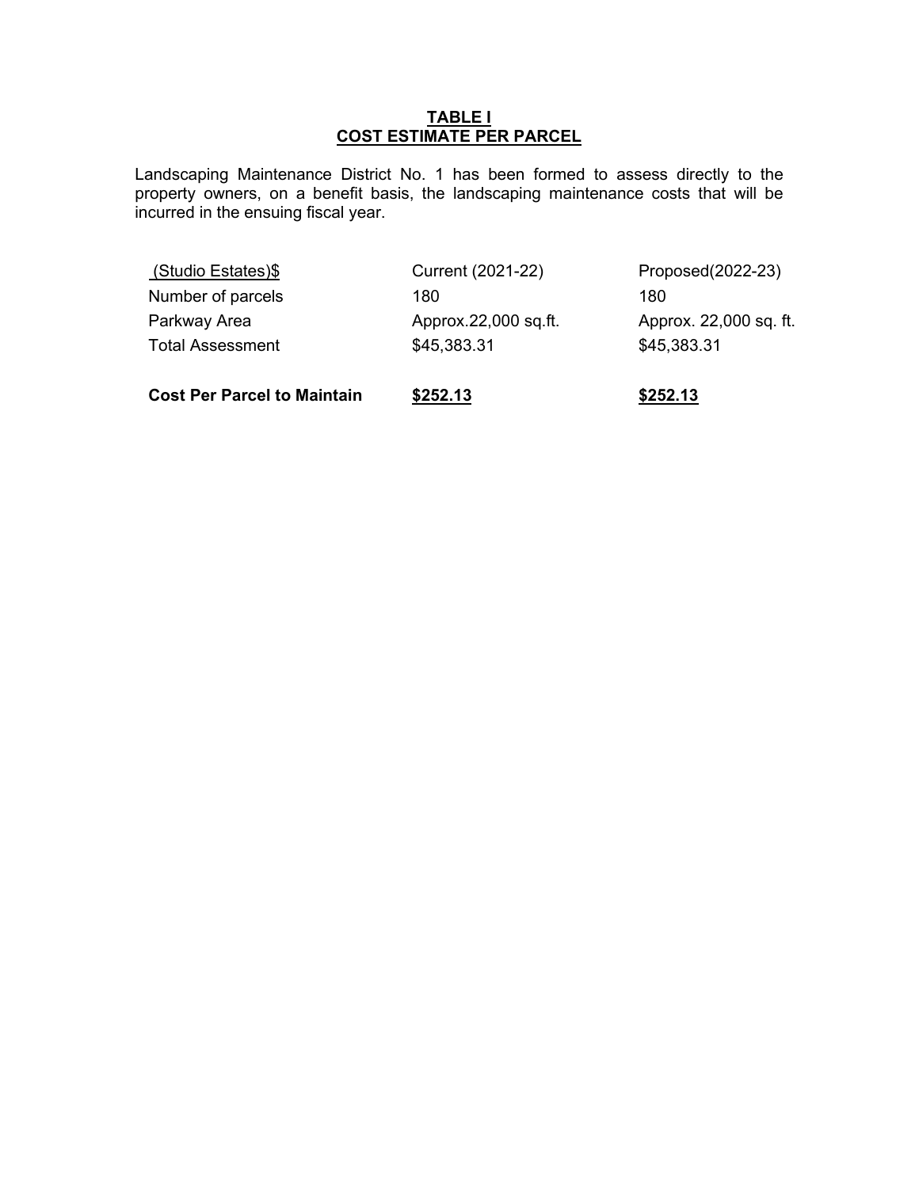**TABLE I**
**COST ESTIMATE PER PARCEL**

Landscaping Maintenance District No. 1 has been formed to assess directly to the property owners, on a benefit basis, the landscaping maintenance costs that will be incurred in the ensuing fiscal year.

| (Studio Estates)$ | Current (2021-22) | Proposed(2022-23) |
|---|---|---|
| Number of parcels | 180 | 180 |
| Parkway Area | Approx.22,000 sq.ft. | Approx. 22,000 sq. ft. |
| Total Assessment | $45,383.31 | $45,383.31 |
| **Cost Per Parcel to Maintain** | **$252.13** | **$252.13** |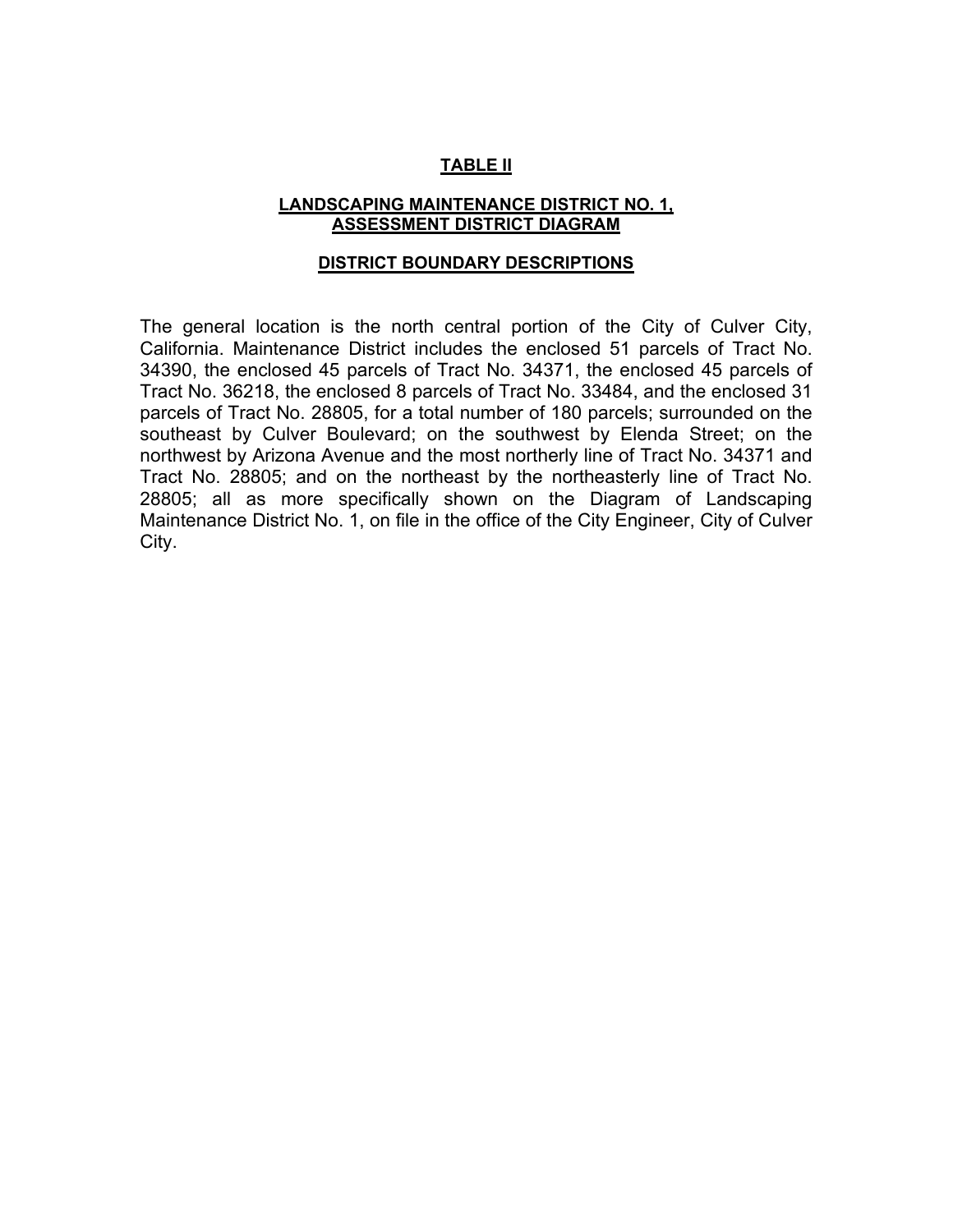## TABLE II

### LANDSCAPING MAINTENANCE DISTRICT NO. 1, ASSESSMENT DISTRICT DIAGRAM

### DISTRICT BOUNDARY DESCRIPTIONS

The general location is the north central portion of the City of Culver City, California. Maintenance District includes the enclosed 51 parcels of Tract No. 34390, the enclosed 45 parcels of Tract No. 34371, the enclosed 45 parcels of Tract No. 36218, the enclosed 8 parcels of Tract No. 33484, and the enclosed 31 parcels of Tract No. 28805, for a total number of 180 parcels; surrounded on the southeast by Culver Boulevard; on the southwest by Elenda Street; on the northwest by Arizona Avenue and the most northerly line of Tract No. 34371 and Tract No. 28805; and on the northeast by the northeasterly line of Tract No. 28805; all as more specifically shown on the Diagram of Landscaping Maintenance District No. 1, on file in the office of the City Engineer, City of Culver City.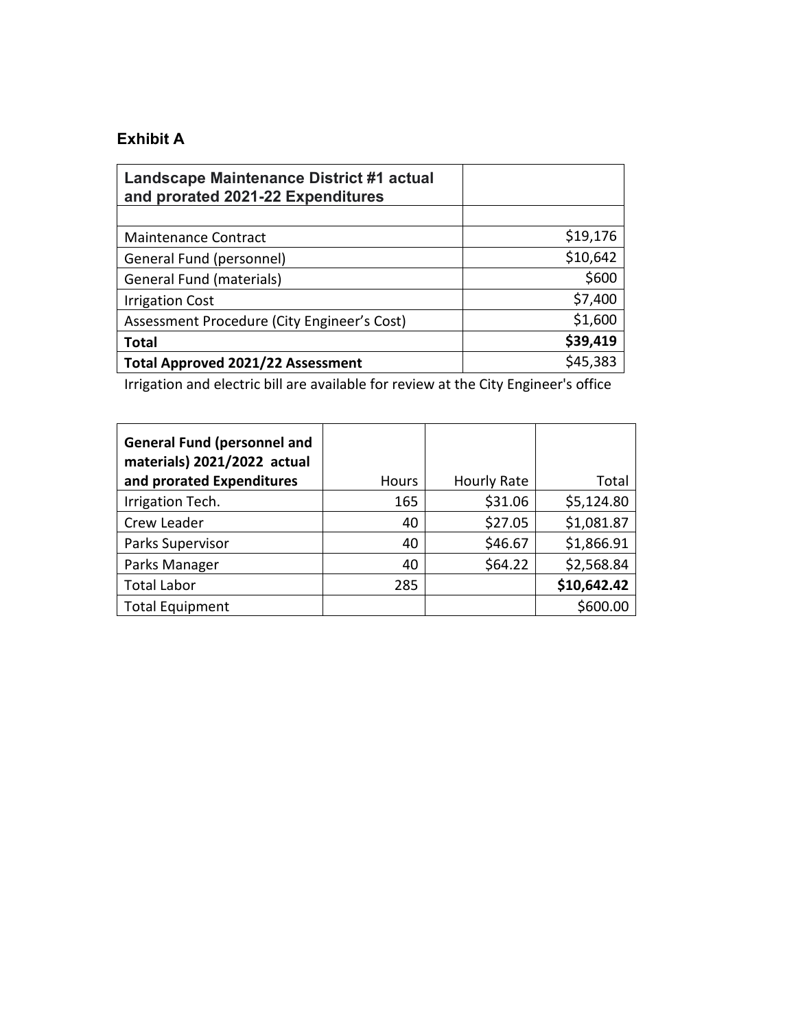## Exhibit A

| Landscape Maintenance District #1 actual and prorated 2021-22 Expenditures | |
|---|---|
| | |
| Maintenance Contract | $19,176 |
| General Fund (personnel) | $10,642 |
| General Fund (materials) | $600 |
| Irrigation Cost | $7,400 |
| Assessment Procedure (City Engineer's Cost) | $1,600 |
| **Total** | **$39,419** |
| **Total Approved 2021/22 Assessment** | $45,383 |

Irrigation and electric bill are available for review at the City Engineer's office

| General Fund (personnel and materials) 2021/2022 actual and prorated Expenditures | Hours | Hourly Rate | Total |
|---|---|---|---|
| Irrigation Tech. | 165 | $31.06 | $5,124.80 |
| Crew Leader | 40 | $27.05 | $1,081.87 |
| Parks Supervisor | 40 | $46.67 | $1,866.91 |
| Parks Manager | 40 | $64.22 | $2,568.84 |
| Total Labor | 285 | | **$10,642.42** |
| Total Equipment | | | $600.00 |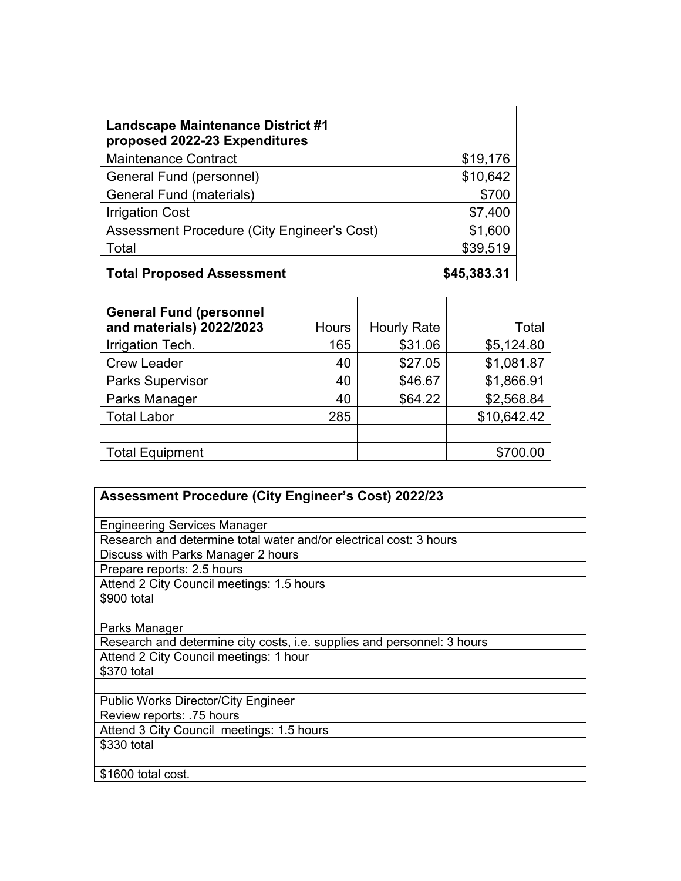| **Landscape Maintenance District #1 proposed 2022-23 Expenditures** | |
|---|---|
| Maintenance Contract | $19,176 |
| General Fund (personnel) | $10,642 |
| General Fund (materials) | $700 |
| Irrigation Cost | $7,400 |
| Assessment Procedure (City Engineer's Cost) | $1,600 |
| Total | $39,519 |
| **Total Proposed Assessment** | **$45,383.31** |

| **General Fund (personnel and materials) 2022/2023** | Hours | Hourly Rate | Total |
|---|---|---|---|
| Irrigation Tech. | 165 | $31.06 | $5,124.80 |
| Crew Leader | 40 | $27.05 | $1,081.87 |
| Parks Supervisor | 40 | $46.67 | $1,866.91 |
| Parks Manager | 40 | $64.22 | $2,568.84 |
| Total Labor | 285 | | $10,642.42 |
| | | | |
| Total Equipment | | | $700.00 |

| **Assessment Procedure (City Engineer's Cost) 2022/23** |
|---|
| Engineering Services Manager |
| Research and determine total water and/or electrical cost: 3 hours |
| Discuss with Parks Manager 2 hours |
| Prepare reports: 2.5 hours |
| Attend 2 City Council meetings: 1.5 hours |
| $900 total |
| |
| Parks Manager |
| Research and determine city costs, i.e. supplies and personnel: 3 hours |
| Attend 2 City Council meetings: 1 hour |
| $370 total |
| |
| Public Works Director/City Engineer |
| Review reports: .75 hours |
| Attend 3 City Council meetings: 1.5 hours |
| $330 total |
| |
| $1600 total cost. |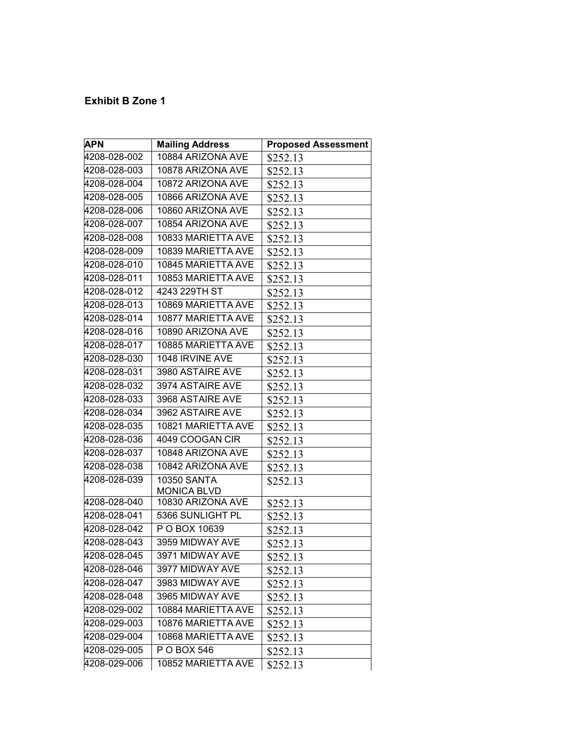**Exhibit B Zone 1**

| APN | Mailing Address | Proposed Assessment |
|---|---|---|
| 4208-028-002 | 10884 ARIZONA AVE | $252.13 |
| 4208-028-003 | 10878 ARIZONA AVE | $252.13 |
| 4208-028-004 | 10872 ARIZONA AVE | $252.13 |
| 4208-028-005 | 10866 ARIZONA AVE | $252.13 |
| 4208-028-006 | 10860 ARIZONA AVE | $252.13 |
| 4208-028-007 | 10854 ARIZONA AVE | $252.13 |
| 4208-028-008 | 10833 MARIETTA AVE | $252.13 |
| 4208-028-009 | 10839 MARIETTA AVE | $252.13 |
| 4208-028-010 | 10845 MARIETTA AVE | $252.13 |
| 4208-028-011 | 10853 MARIETTA AVE | $252.13 |
| 4208-028-012 | 4243 229TH ST | $252.13 |
| 4208-028-013 | 10869 MARIETTA AVE | $252.13 |
| 4208-028-014 | 10877 MARIETTA AVE | $252.13 |
| 4208-028-016 | 10890 ARIZONA AVE | $252.13 |
| 4208-028-017 | 10885 MARIETTA AVE | $252.13 |
| 4208-028-030 | 1048 IRVINE AVE | $252.13 |
| 4208-028-031 | 3980 ASTAIRE AVE | $252.13 |
| 4208-028-032 | 3974 ASTAIRE AVE | $252.13 |
| 4208-028-033 | 3968 ASTAIRE AVE | $252.13 |
| 4208-028-034 | 3962 ASTAIRE AVE | $252.13 |
| 4208-028-035 | 10821 MARIETTA AVE | $252.13 |
| 4208-028-036 | 4049 COOGAN CIR | $252.13 |
| 4208-028-037 | 10848 ARIZONA AVE | $252.13 |
| 4208-028-038 | 10842 ARIZONA AVE | $252.13 |
| 4208-028-039 | 10350 SANTA MONICA BLVD | $252.13 |
| 4208-028-040 | 10830 ARIZONA AVE | $252.13 |
| 4208-028-041 | 5366 SUNLIGHT PL | $252.13 |
| 4208-028-042 | P O BOX 10639 | $252.13 |
| 4208-028-043 | 3959 MIDWAY AVE | $252.13 |
| 4208-028-045 | 3971 MIDWAY AVE | $252.13 |
| 4208-028-046 | 3977 MIDWAY AVE | $252.13 |
| 4208-028-047 | 3983 MIDWAY AVE | $252.13 |
| 4208-028-048 | 3965 MIDWAY AVE | $252.13 |
| 4208-029-002 | 10884 MARIETTA AVE | $252.13 |
| 4208-029-003 | 10876 MARIETTA AVE | $252.13 |
| 4208-029-004 | 10868 MARIETTA AVE | $252.13 |
| 4208-029-005 | P O BOX 546 | $252.13 |
| 4208-029-006 | 10852 MARIETTA AVE | $252.13 |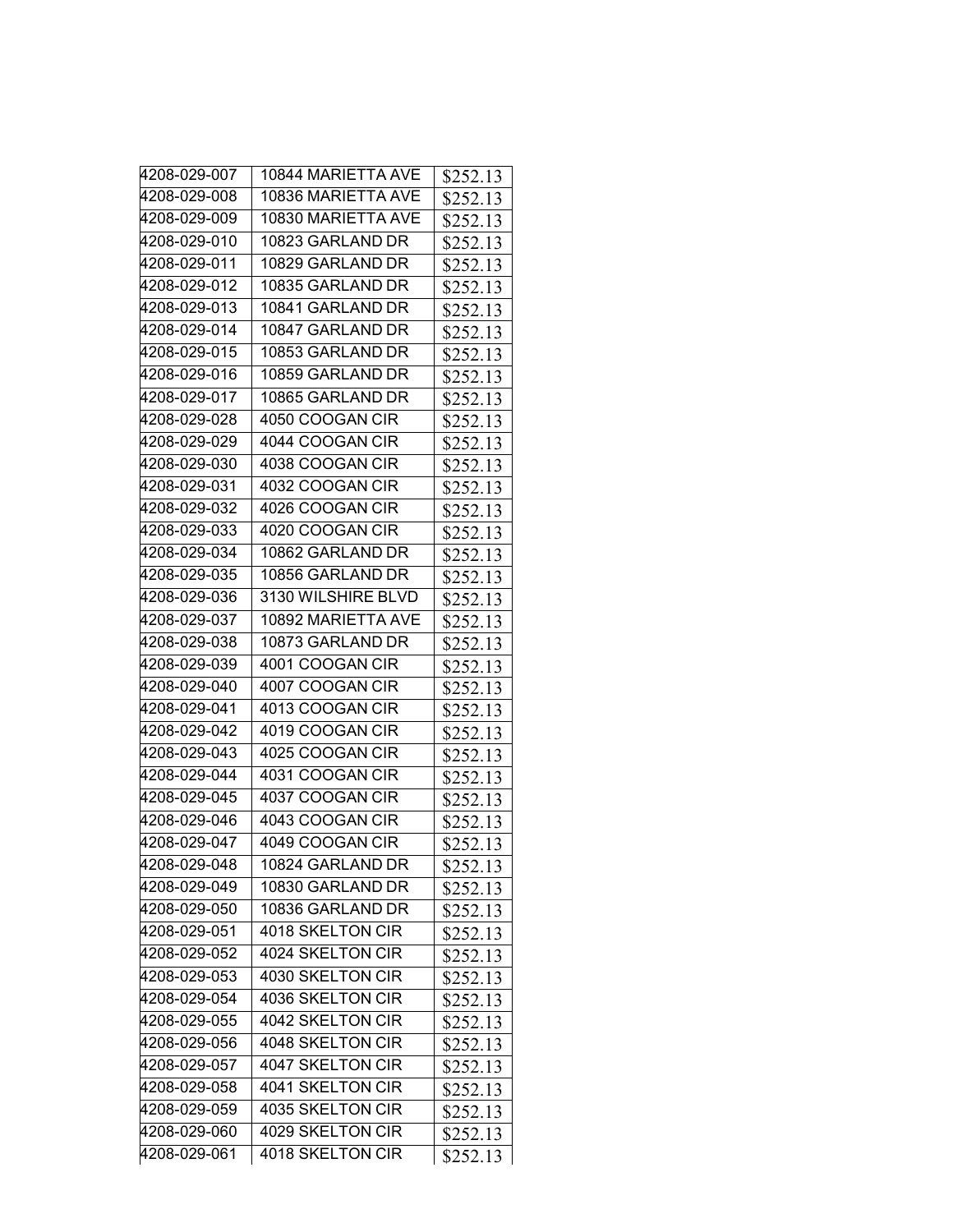| | | |
|---|---|---|
| 4208-029-007 | 10844 MARIETTA AVE | $252.13 |
| 4208-029-008 | 10836 MARIETTA AVE | $252.13 |
| 4208-029-009 | 10830 MARIETTA AVE | $252.13 |
| 4208-029-010 | 10823 GARLAND DR | $252.13 |
| 4208-029-011 | 10829 GARLAND DR | $252.13 |
| 4208-029-012 | 10835 GARLAND DR | $252.13 |
| 4208-029-013 | 10841 GARLAND DR | $252.13 |
| 4208-029-014 | 10847 GARLAND DR | $252.13 |
| 4208-029-015 | 10853 GARLAND DR | $252.13 |
| 4208-029-016 | 10859 GARLAND DR | $252.13 |
| 4208-029-017 | 10865 GARLAND DR | $252.13 |
| 4208-029-028 | 4050 COOGAN CIR | $252.13 |
| 4208-029-029 | 4044 COOGAN CIR | $252.13 |
| 4208-029-030 | 4038 COOGAN CIR | $252.13 |
| 4208-029-031 | 4032 COOGAN CIR | $252.13 |
| 4208-029-032 | 4026 COOGAN CIR | $252.13 |
| 4208-029-033 | 4020 COOGAN CIR | $252.13 |
| 4208-029-034 | 10862 GARLAND DR | $252.13 |
| 4208-029-035 | 10856 GARLAND DR | $252.13 |
| 4208-029-036 | 3130 WILSHIRE BLVD | $252.13 |
| 4208-029-037 | 10892 MARIETTA AVE | $252.13 |
| 4208-029-038 | 10873 GARLAND DR | $252.13 |
| 4208-029-039 | 4001 COOGAN CIR | $252.13 |
| 4208-029-040 | 4007 COOGAN CIR | $252.13 |
| 4208-029-041 | 4013 COOGAN CIR | $252.13 |
| 4208-029-042 | 4019 COOGAN CIR | $252.13 |
| 4208-029-043 | 4025 COOGAN CIR | $252.13 |
| 4208-029-044 | 4031 COOGAN CIR | $252.13 |
| 4208-029-045 | 4037 COOGAN CIR | $252.13 |
| 4208-029-046 | 4043 COOGAN CIR | $252.13 |
| 4208-029-047 | 4049 COOGAN CIR | $252.13 |
| 4208-029-048 | 10824 GARLAND DR | $252.13 |
| 4208-029-049 | 10830 GARLAND DR | $252.13 |
| 4208-029-050 | 10836 GARLAND DR | $252.13 |
| 4208-029-051 | 4018 SKELTON CIR | $252.13 |
| 4208-029-052 | 4024 SKELTON CIR | $252.13 |
| 4208-029-053 | 4030 SKELTON CIR | $252.13 |
| 4208-029-054 | 4036 SKELTON CIR | $252.13 |
| 4208-029-055 | 4042 SKELTON CIR | $252.13 |
| 4208-029-056 | 4048 SKELTON CIR | $252.13 |
| 4208-029-057 | 4047 SKELTON CIR | $252.13 |
| 4208-029-058 | 4041 SKELTON CIR | $252.13 |
| 4208-029-059 | 4035 SKELTON CIR | $252.13 |
| 4208-029-060 | 4029 SKELTON CIR | $252.13 |
| 4208-029-061 | 4018 SKELTON CIR | $252.13 |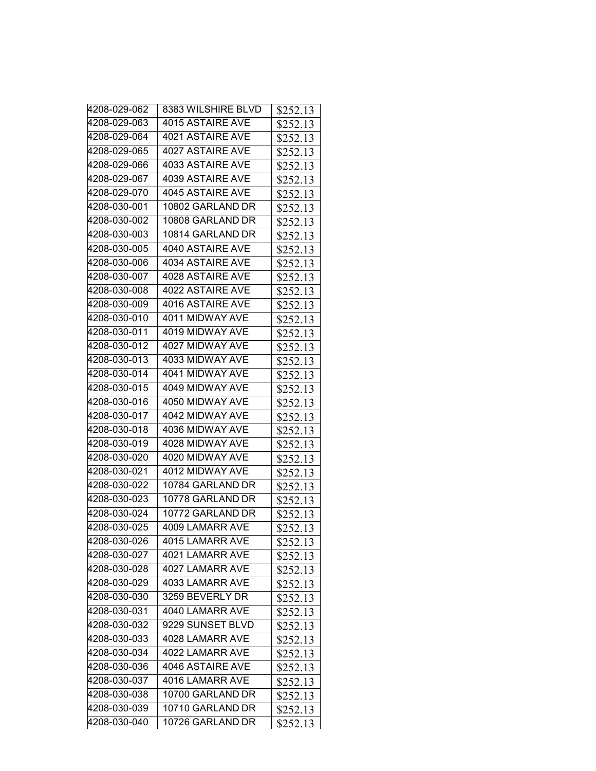| | | |
|---|---|---|
| 4208-029-062 | 8383 WILSHIRE BLVD | \$252.13 |
| 4208-029-063 | 4015 ASTAIRE AVE | \$252.13 |
| 4208-029-064 | 4021 ASTAIRE AVE | \$252.13 |
| 4208-029-065 | 4027 ASTAIRE AVE | \$252.13 |
| 4208-029-066 | 4033 ASTAIRE AVE | \$252.13 |
| 4208-029-067 | 4039 ASTAIRE AVE | \$252.13 |
| 4208-029-070 | 4045 ASTAIRE AVE | \$252.13 |
| 4208-030-001 | 10802 GARLAND DR | \$252.13 |
| 4208-030-002 | 10808 GARLAND DR | \$252.13 |
| 4208-030-003 | 10814 GARLAND DR | \$252.13 |
| 4208-030-005 | 4040 ASTAIRE AVE | \$252.13 |
| 4208-030-006 | 4034 ASTAIRE AVE | \$252.13 |
| 4208-030-007 | 4028 ASTAIRE AVE | \$252.13 |
| 4208-030-008 | 4022 ASTAIRE AVE | \$252.13 |
| 4208-030-009 | 4016 ASTAIRE AVE | \$252.13 |
| 4208-030-010 | 4011 MIDWAY AVE | \$252.13 |
| 4208-030-011 | 4019 MIDWAY AVE | \$252.13 |
| 4208-030-012 | 4027 MIDWAY AVE | \$252.13 |
| 4208-030-013 | 4033 MIDWAY AVE | \$252.13 |
| 4208-030-014 | 4041 MIDWAY AVE | \$252.13 |
| 4208-030-015 | 4049 MIDWAY AVE | \$252.13 |
| 4208-030-016 | 4050 MIDWAY AVE | \$252.13 |
| 4208-030-017 | 4042 MIDWAY AVE | \$252.13 |
| 4208-030-018 | 4036 MIDWAY AVE | \$252.13 |
| 4208-030-019 | 4028 MIDWAY AVE | \$252.13 |
| 4208-030-020 | 4020 MIDWAY AVE | \$252.13 |
| 4208-030-021 | 4012 MIDWAY AVE | \$252.13 |
| 4208-030-022 | 10784 GARLAND DR | \$252.13 |
| 4208-030-023 | 10778 GARLAND DR | \$252.13 |
| 4208-030-024 | 10772 GARLAND DR | \$252.13 |
| 4208-030-025 | 4009 LAMARR AVE | \$252.13 |
| 4208-030-026 | 4015 LAMARR AVE | \$252.13 |
| 4208-030-027 | 4021 LAMARR AVE | \$252.13 |
| 4208-030-028 | 4027 LAMARR AVE | \$252.13 |
| 4208-030-029 | 4033 LAMARR AVE | \$252.13 |
| 4208-030-030 | 3259 BEVERLY DR | \$252.13 |
| 4208-030-031 | 4040 LAMARR AVE | \$252.13 |
| 4208-030-032 | 9229 SUNSET BLVD | \$252.13 |
| 4208-030-033 | 4028 LAMARR AVE | \$252.13 |
| 4208-030-034 | 4022 LAMARR AVE | \$252.13 |
| 4208-030-036 | 4046 ASTAIRE AVE | \$252.13 |
| 4208-030-037 | 4016 LAMARR AVE | \$252.13 |
| 4208-030-038 | 10700 GARLAND DR | \$252.13 |
| 4208-030-039 | 10710 GARLAND DR | \$252.13 |
| 4208-030-040 | 10726 GARLAND DR | \$252.13 |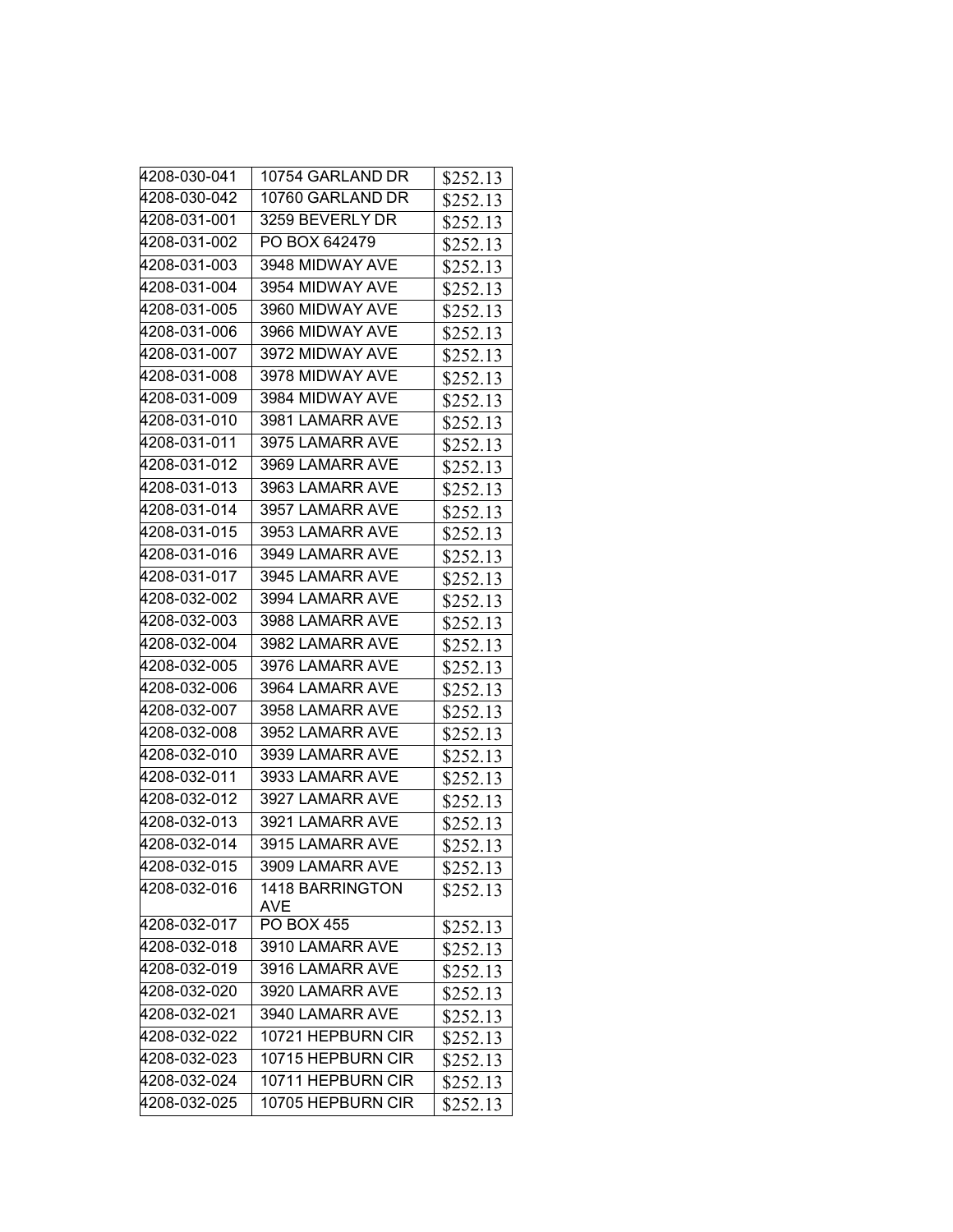| | | |
|---|---|---|
| 4208-030-041 | 10754 GARLAND DR | $252.13 |
| 4208-030-042 | 10760 GARLAND DR | $252.13 |
| 4208-031-001 | 3259 BEVERLY DR | $252.13 |
| 4208-031-002 | PO BOX 642479 | $252.13 |
| 4208-031-003 | 3948 MIDWAY AVE | $252.13 |
| 4208-031-004 | 3954 MIDWAY AVE | $252.13 |
| 4208-031-005 | 3960 MIDWAY AVE | $252.13 |
| 4208-031-006 | 3966 MIDWAY AVE | $252.13 |
| 4208-031-007 | 3972 MIDWAY AVE | $252.13 |
| 4208-031-008 | 3978 MIDWAY AVE | $252.13 |
| 4208-031-009 | 3984 MIDWAY AVE | $252.13 |
| 4208-031-010 | 3981 LAMARR AVE | $252.13 |
| 4208-031-011 | 3975 LAMARR AVE | $252.13 |
| 4208-031-012 | 3969 LAMARR AVE | $252.13 |
| 4208-031-013 | 3963 LAMARR AVE | $252.13 |
| 4208-031-014 | 3957 LAMARR AVE | $252.13 |
| 4208-031-015 | 3953 LAMARR AVE | $252.13 |
| 4208-031-016 | 3949 LAMARR AVE | $252.13 |
| 4208-031-017 | 3945 LAMARR AVE | $252.13 |
| 4208-032-002 | 3994 LAMARR AVE | $252.13 |
| 4208-032-003 | 3988 LAMARR AVE | $252.13 |
| 4208-032-004 | 3982 LAMARR AVE | $252.13 |
| 4208-032-005 | 3976 LAMARR AVE | $252.13 |
| 4208-032-006 | 3964 LAMARR AVE | $252.13 |
| 4208-032-007 | 3958 LAMARR AVE | $252.13 |
| 4208-032-008 | 3952 LAMARR AVE | $252.13 |
| 4208-032-010 | 3939 LAMARR AVE | $252.13 |
| 4208-032-011 | 3933 LAMARR AVE | $252.13 |
| 4208-032-012 | 3927 LAMARR AVE | $252.13 |
| 4208-032-013 | 3921 LAMARR AVE | $252.13 |
| 4208-032-014 | 3915 LAMARR AVE | $252.13 |
| 4208-032-015 | 3909 LAMARR AVE | $252.13 |
| 4208-032-016 | 1418 BARRINGTON AVE | $252.13 |
| 4208-032-017 | PO BOX 455 | $252.13 |
| 4208-032-018 | 3910 LAMARR AVE | $252.13 |
| 4208-032-019 | 3916 LAMARR AVE | $252.13 |
| 4208-032-020 | 3920 LAMARR AVE | $252.13 |
| 4208-032-021 | 3940 LAMARR AVE | $252.13 |
| 4208-032-022 | 10721 HEPBURN CIR | $252.13 |
| 4208-032-023 | 10715 HEPBURN CIR | $252.13 |
| 4208-032-024 | 10711 HEPBURN CIR | $252.13 |
| 4208-032-025 | 10705 HEPBURN CIR | $252.13 |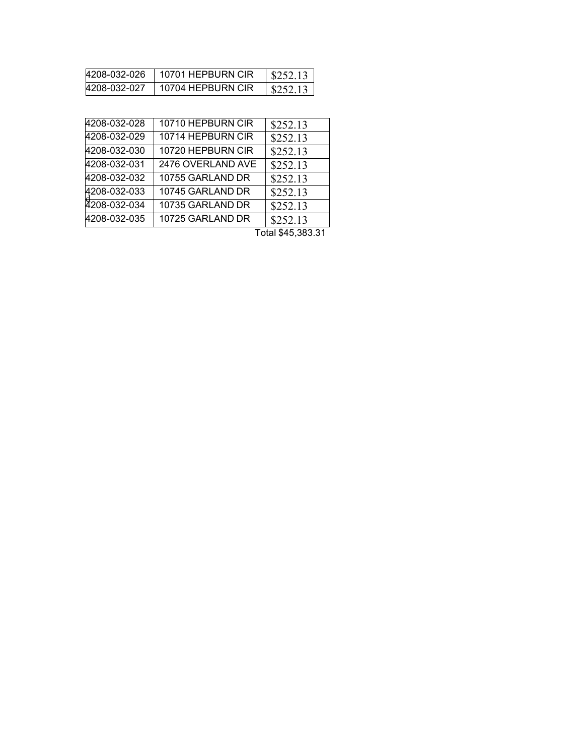| | | |
|---|---|---|
| 4208-032-026 | 10701 HEPBURN CIR | $252.13 |
| 4208-032-027 | 10704 HEPBURN CIR | $252.13 |
| 4208-032-028 | 10710 HEPBURN CIR | $252.13 |
| 4208-032-029 | 10714 HEPBURN CIR | $252.13 |
| 4208-032-030 | 10720 HEPBURN CIR | $252.13 |
| 4208-032-031 | 2476 OVERLAND AVE | $252.13 |
| 4208-032-032 | 10755 GARLAND DR | $252.13 |
| 4208-032-033 | 10745 GARLAND DR | $252.13 |
| 4208-032-034 | 10735 GARLAND DR | $252.13 |
| 4208-032-035 | 10725 GARLAND DR | $252.13 |

Total $45,383.31